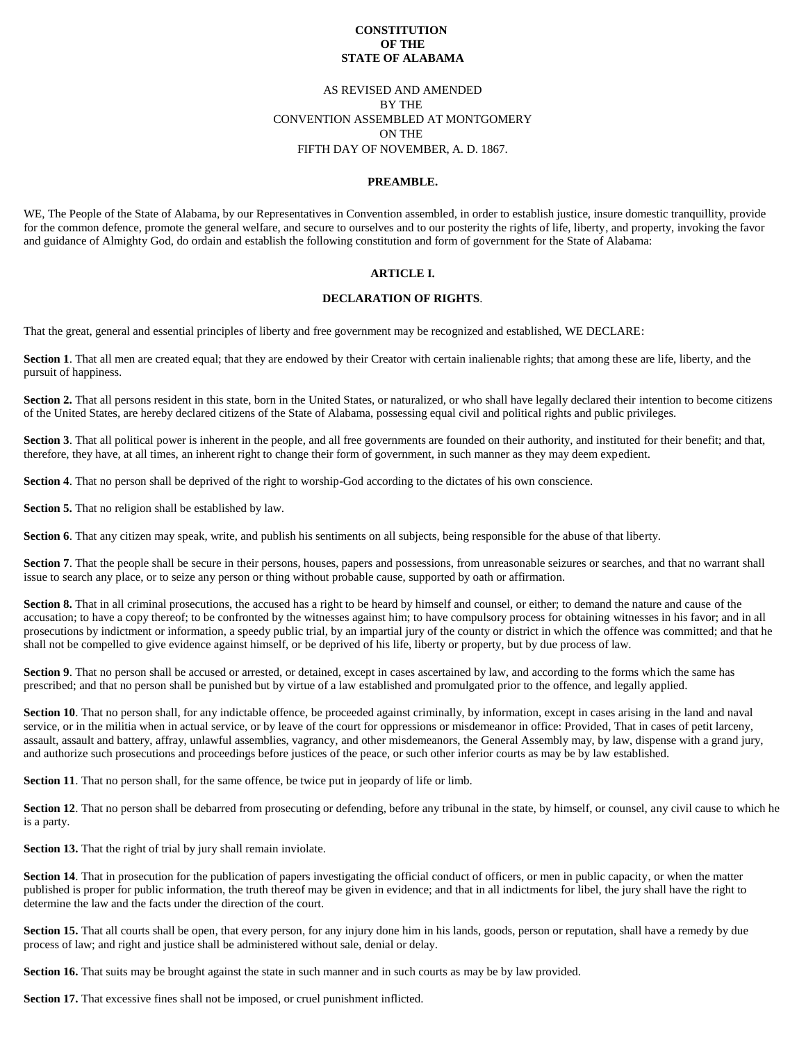# CONSTITUTION
# OF THE
# STATE OF ALABAMA

AS REVISED AND AMENDED
BY THE
CONVENTION ASSEMBLED AT MONTGOMERY
ON THE
FIFTH DAY OF NOVEMBER, A. D. 1867.

## PREAMBLE.

WE, The People of the State of Alabama, by our Representatives in Convention assembled, in order to establish justice, insure domestic tranquillity, provide for the common defence, promote the general welfare, and secure to ourselves and to our posterity the rights of life, liberty, and property, invoking the favor and guidance of Almighty God, do ordain and establish the following constitution and form of government for the State of Alabama:

## ARTICLE I.

## DECLARATION OF RIGHTS.

That the great, general and essential principles of liberty and free government may be recognized and established, WE DECLARE:

**Section 1**. That all men are created equal; that they are endowed by their Creator with certain inalienable rights; that among these are life, liberty, and the pursuit of happiness.

**Section 2.** That all persons resident in this state, born in the United States, or naturalized, or who shall have legally declared their intention to become citizens of the United States, are hereby declared citizens of the State of Alabama, possessing equal civil and political rights and public privileges.

**Section 3**. That all political power is inherent in the people, and all free governments are founded on their authority, and instituted for their benefit; and that, therefore, they have, at all times, an inherent right to change their form of government, in such manner as they may deem expedient.

**Section 4**. That no person shall be deprived of the right to worship-God according to the dictates of his own conscience.

**Section 5.** That no religion shall be established by law.

**Section 6**. That any citizen may speak, write, and publish his sentiments on all subjects, being responsible for the abuse of that liberty.

**Section 7**. That the people shall be secure in their persons, houses, papers and possessions, from unreasonable seizures or searches, and that no warrant shall issue to search any place, or to seize any person or thing without probable cause, supported by oath or affirmation.

**Section 8.** That in all criminal prosecutions, the accused has a right to be heard by himself and counsel, or either; to demand the nature and cause of the accusation; to have a copy thereof; to be confronted by the witnesses against him; to have compulsory process for obtaining witnesses in his favor; and in all prosecutions by indictment or information, a speedy public trial, by an impartial jury of the county or district in which the offence was committed; and that he shall not be compelled to give evidence against himself, or be deprived of his life, liberty or property, but by due process of law.

**Section 9**. That no person shall be accused or arrested, or detained, except in cases ascertained by law, and according to the forms which the same has prescribed; and that no person shall be punished but by virtue of a law established and promulgated prior to the offence, and legally applied.

**Section 10**. That no person shall, for any indictable offence, be proceeded against criminally, by information, except in cases arising in the land and naval service, or in the militia when in actual service, or by leave of the court for oppressions or misdemeanor in office: Provided, That in cases of petit larceny, assault, assault and battery, affray, unlawful assemblies, vagrancy, and other misdemeanors, the General Assembly may, by law, dispense with a grand jury, and authorize such prosecutions and proceedings before justices of the peace, or such other inferior courts as may be by law established.

**Section 11**. That no person shall, for the same offence, be twice put in jeopardy of life or limb.

**Section 12**. That no person shall be debarred from prosecuting or defending, before any tribunal in the state, by himself, or counsel, any civil cause to which he is a party.

**Section 13.** That the right of trial by jury shall remain inviolate.

**Section 14**. That in prosecution for the publication of papers investigating the official conduct of officers, or men in public capacity, or when the matter published is proper for public information, the truth thereof may be given in evidence; and that in all indictments for libel, the jury shall have the right to determine the law and the facts under the direction of the court.

**Section 15.** That all courts shall be open, that every person, for any injury done him in his lands, goods, person or reputation, shall have a remedy by due process of law; and right and justice shall be administered without sale, denial or delay.

**Section 16.** That suits may be brought against the state in such manner and in such courts as may be by law provided.

**Section 17.** That excessive fines shall not be imposed, or cruel punishment inflicted.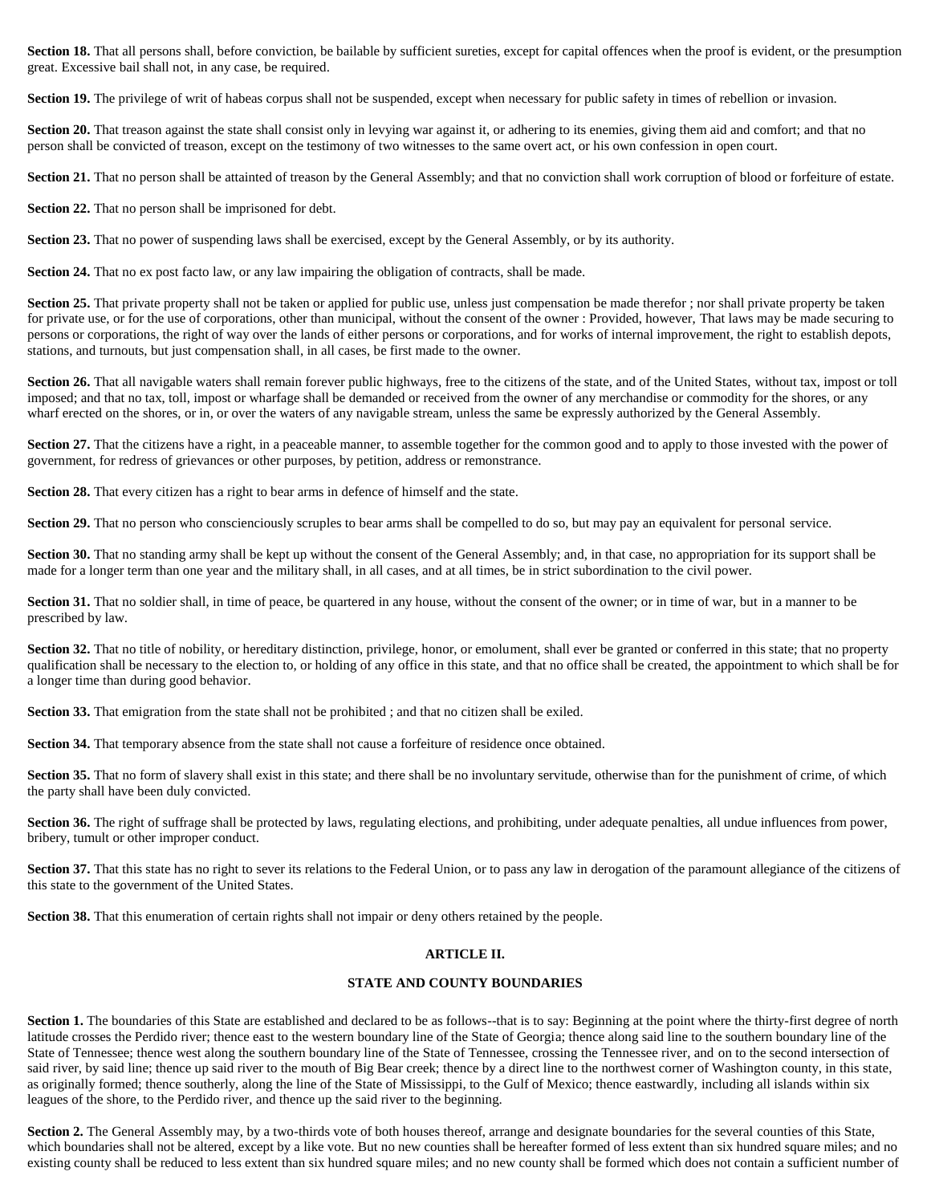**Section 18.** That all persons shall, before conviction, be bailable by sufficient sureties, except for capital offences when the proof is evident, or the presumption great. Excessive bail shall not, in any case, be required.

**Section 19.** The privilege of writ of habeas corpus shall not be suspended, except when necessary for public safety in times of rebellion or invasion.

**Section 20.** That treason against the state shall consist only in levying war against it, or adhering to its enemies, giving them aid and comfort; and that no person shall be convicted of treason, except on the testimony of two witnesses to the same overt act, or his own confession in open court.

**Section 21.** That no person shall be attainted of treason by the General Assembly; and that no conviction shall work corruption of blood or forfeiture of estate.

**Section 22.** That no person shall be imprisoned for debt.

**Section 23.** That no power of suspending laws shall be exercised, except by the General Assembly, or by its authority.

**Section 24.** That no ex post facto law, or any law impairing the obligation of contracts, shall be made.

**Section 25.** That private property shall not be taken or applied for public use, unless just compensation be made therefor ; nor shall private property be taken for private use, or for the use of corporations, other than municipal, without the consent of the owner : Provided, however, That laws may be made securing to persons or corporations, the right of way over the lands of either persons or corporations, and for works of internal improvement, the right to establish depots, stations, and turnouts, but just compensation shall, in all cases, be first made to the owner.

**Section 26.** That all navigable waters shall remain forever public highways, free to the citizens of the state, and of the United States, without tax, impost or toll imposed; and that no tax, toll, impost or wharfage shall be demanded or received from the owner of any merchandise or commodity for the shores, or any wharf erected on the shores, or in, or over the waters of any navigable stream, unless the same be expressly authorized by the General Assembly.

**Section 27.** That the citizens have a right, in a peaceable manner, to assemble together for the common good and to apply to those invested with the power of government, for redress of grievances or other purposes, by petition, address or remonstrance.

**Section 28.** That every citizen has a right to bear arms in defence of himself and the state.

**Section 29.** That no person who conscienciously scruples to bear arms shall be compelled to do so, but may pay an equivalent for personal service.

**Section 30.** That no standing army shall be kept up without the consent of the General Assembly; and, in that case, no appropriation for its support shall be made for a longer term than one year and the military shall, in all cases, and at all times, be in strict subordination to the civil power.

**Section 31.** That no soldier shall, in time of peace, be quartered in any house, without the consent of the owner; or in time of war, but in a manner to be prescribed by law.

**Section 32.** That no title of nobility, or hereditary distinction, privilege, honor, or emolument, shall ever be granted or conferred in this state; that no property qualification shall be necessary to the election to, or holding of any office in this state, and that no office shall be created, the appointment to which shall be for a longer time than during good behavior.

**Section 33.** That emigration from the state shall not be prohibited ; and that no citizen shall be exiled.

**Section 34.** That temporary absence from the state shall not cause a forfeiture of residence once obtained.

**Section 35.** That no form of slavery shall exist in this state; and there shall be no involuntary servitude, otherwise than for the punishment of crime, of which the party shall have been duly convicted.

**Section 36.** The right of suffrage shall be protected by laws, regulating elections, and prohibiting, under adequate penalties, all undue influences from power, bribery, tumult or other improper conduct.

**Section 37.** That this state has no right to sever its relations to the Federal Union, or to pass any law in derogation of the paramount allegiance of the citizens of this state to the government of the United States.

**Section 38.** That this enumeration of certain rights shall not impair or deny others retained by the people.

## ARTICLE II.

### STATE AND COUNTY BOUNDARIES

**Section 1.** The boundaries of this State are established and declared to be as follows--that is to say: Beginning at the point where the thirty-first degree of north latitude crosses the Perdido river; thence east to the western boundary line of the State of Georgia; thence along said line to the southern boundary line of the State of Tennessee; thence west along the southern boundary line of the State of Tennessee, crossing the Tennessee river, and on to the second intersection of said river, by said line; thence up said river to the mouth of Big Bear creek; thence by a direct line to the northwest corner of Washington county, in this state, as originally formed; thence southerly, along the line of the State of Mississippi, to the Gulf of Mexico; thence eastwardly, including all islands within six leagues of the shore, to the Perdido river, and thence up the said river to the beginning.

**Section 2.** The General Assembly may, by a two-thirds vote of both houses thereof, arrange and designate boundaries for the several counties of this State, which boundaries shall not be altered, except by a like vote. But no new counties shall be hereafter formed of less extent than six hundred square miles; and no existing county shall be reduced to less extent than six hundred square miles; and no new county shall be formed which does not contain a sufficient number of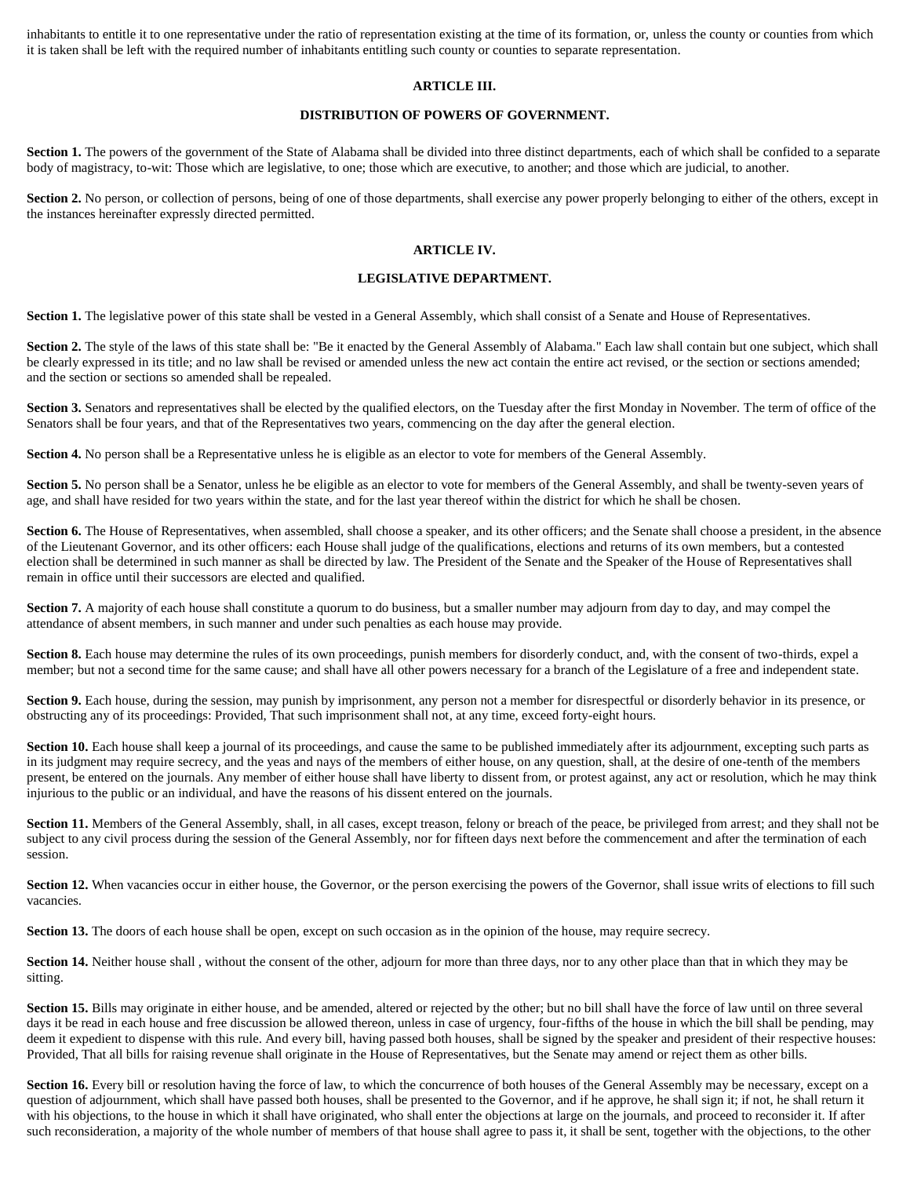inhabitants to entitle it to one representative under the ratio of representation existing at the time of its formation, or, unless the county or counties from which it is taken shall be left with the required number of inhabitants entitling such county or counties to separate representation.

## ARTICLE III.

## DISTRIBUTION OF POWERS OF GOVERNMENT.

**Section 1.** The powers of the government of the State of Alabama shall be divided into three distinct departments, each of which shall be confided to a separate body of magistracy, to-wit: Those which are legislative, to one; those which are executive, to another; and those which are judicial, to another.

**Section 2.** No person, or collection of persons, being of one of those departments, shall exercise any power properly belonging to either of the others, except in the instances hereinafter expressly directed permitted.

## ARTICLE IV.

## LEGISLATIVE DEPARTMENT.

**Section 1.** The legislative power of this state shall be vested in a General Assembly, which shall consist of a Senate and House of Representatives.

**Section 2.** The style of the laws of this state shall be: "Be it enacted by the General Assembly of Alabama." Each law shall contain but one subject, which shall be clearly expressed in its title; and no law shall be revised or amended unless the new act contain the entire act revised, or the section or sections amended; and the section or sections so amended shall be repealed.

**Section 3.** Senators and representatives shall be elected by the qualified electors, on the Tuesday after the first Monday in November. The term of office of the Senators shall be four years, and that of the Representatives two years, commencing on the day after the general election.

**Section 4.** No person shall be a Representative unless he is eligible as an elector to vote for members of the General Assembly.

**Section 5.** No person shall be a Senator, unless he be eligible as an elector to vote for members of the General Assembly, and shall be twenty-seven years of age, and shall have resided for two years within the state, and for the last year thereof within the district for which he shall be chosen.

**Section 6.** The House of Representatives, when assembled, shall choose a speaker, and its other officers; and the Senate shall choose a president, in the absence of the Lieutenant Governor, and its other officers: each House shall judge of the qualifications, elections and returns of its own members, but a contested election shall be determined in such manner as shall be directed by law. The President of the Senate and the Speaker of the House of Representatives shall remain in office until their successors are elected and qualified.

**Section 7.** A majority of each house shall constitute a quorum to do business, but a smaller number may adjourn from day to day, and may compel the attendance of absent members, in such manner and under such penalties as each house may provide.

**Section 8.** Each house may determine the rules of its own proceedings, punish members for disorderly conduct, and, with the consent of two-thirds, expel a member; but not a second time for the same cause; and shall have all other powers necessary for a branch of the Legislature of a free and independent state.

**Section 9.** Each house, during the session, may punish by imprisonment, any person not a member for disrespectful or disorderly behavior in its presence, or obstructing any of its proceedings: Provided, That such imprisonment shall not, at any time, exceed forty-eight hours.

**Section 10.** Each house shall keep a journal of its proceedings, and cause the same to be published immediately after its adjournment, excepting such parts as in its judgment may require secrecy, and the yeas and nays of the members of either house, on any question, shall, at the desire of one-tenth of the members present, be entered on the journals. Any member of either house shall have liberty to dissent from, or protest against, any act or resolution, which he may think injurious to the public or an individual, and have the reasons of his dissent entered on the journals.

**Section 11.** Members of the General Assembly, shall, in all cases, except treason, felony or breach of the peace, be privileged from arrest; and they shall not be subject to any civil process during the session of the General Assembly, nor for fifteen days next before the commencement and after the termination of each session.

**Section 12.** When vacancies occur in either house, the Governor, or the person exercising the powers of the Governor, shall issue writs of elections to fill such vacancies.

**Section 13.** The doors of each house shall be open, except on such occasion as in the opinion of the house, may require secrecy.

**Section 14.** Neither house shall , without the consent of the other, adjourn for more than three days, nor to any other place than that in which they may be sitting.

**Section 15.** Bills may originate in either house, and be amended, altered or rejected by the other; but no bill shall have the force of law until on three several days it be read in each house and free discussion be allowed thereon, unless in case of urgency, four-fifths of the house in which the bill shall be pending, may deem it expedient to dispense with this rule. And every bill, having passed both houses, shall be signed by the speaker and president of their respective houses: Provided, That all bills for raising revenue shall originate in the House of Representatives, but the Senate may amend or reject them as other bills.

**Section 16.** Every bill or resolution having the force of law, to which the concurrence of both houses of the General Assembly may be necessary, except on a question of adjournment, which shall have passed both houses, shall be presented to the Governor, and if he approve, he shall sign it; if not, he shall return it with his objections, to the house in which it shall have originated, who shall enter the objections at large on the journals, and proceed to reconsider it. If after such reconsideration, a majority of the whole number of members of that house shall agree to pass it, it shall be sent, together with the objections, to the other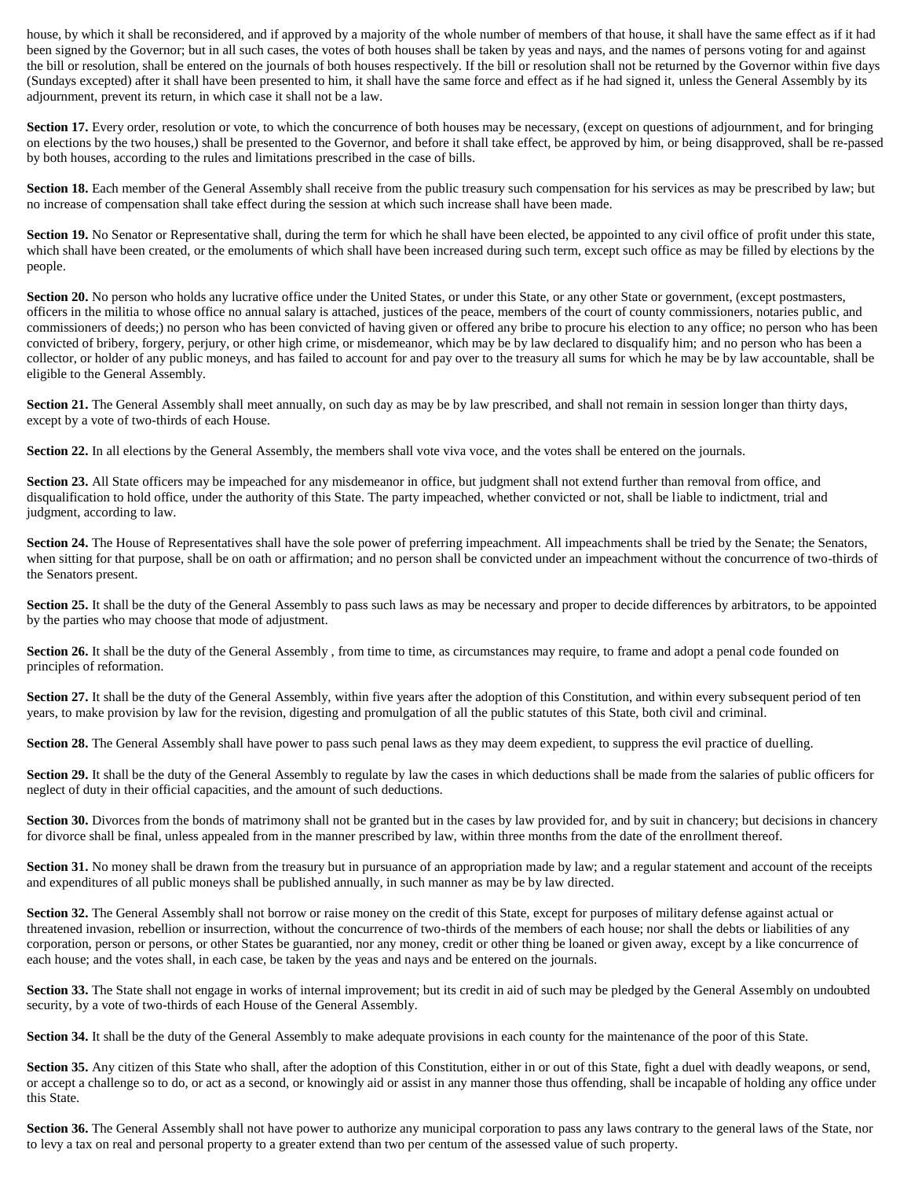house, by which it shall be reconsidered, and if approved by a majority of the whole number of members of that house, it shall have the same effect as if it had been signed by the Governor; but in all such cases, the votes of both houses shall be taken by yeas and nays, and the names of persons voting for and against the bill or resolution, shall be entered on the journals of both houses respectively. If the bill or resolution shall not be returned by the Governor within five days (Sundays excepted) after it shall have been presented to him, it shall have the same force and effect as if he had signed it, unless the General Assembly by its adjournment, prevent its return, in which case it shall not be a law.

**Section 17.** Every order, resolution or vote, to which the concurrence of both houses may be necessary, (except on questions of adjournment, and for bringing on elections by the two houses,) shall be presented to the Governor, and before it shall take effect, be approved by him, or being disapproved, shall be re-passed by both houses, according to the rules and limitations prescribed in the case of bills.

**Section 18.** Each member of the General Assembly shall receive from the public treasury such compensation for his services as may be prescribed by law; but no increase of compensation shall take effect during the session at which such increase shall have been made.

**Section 19.** No Senator or Representative shall, during the term for which he shall have been elected, be appointed to any civil office of profit under this state, which shall have been created, or the emoluments of which shall have been increased during such term, except such office as may be filled by elections by the people.

**Section 20.** No person who holds any lucrative office under the United States, or under this State, or any other State or government, (except postmasters, officers in the militia to whose office no annual salary is attached, justices of the peace, members of the court of county commissioners, notaries public, and commissioners of deeds;) no person who has been convicted of having given or offered any bribe to procure his election to any office; no person who has been convicted of bribery, forgery, perjury, or other high crime, or misdemeanor, which may be by law declared to disqualify him; and no person who has been a collector, or holder of any public moneys, and has failed to account for and pay over to the treasury all sums for which he may be by law accountable, shall be eligible to the General Assembly.

**Section 21.** The General Assembly shall meet annually, on such day as may be by law prescribed, and shall not remain in session longer than thirty days, except by a vote of two-thirds of each House.

**Section 22.** In all elections by the General Assembly, the members shall vote viva voce, and the votes shall be entered on the journals.

**Section 23.** All State officers may be impeached for any misdemeanor in office, but judgment shall not extend further than removal from office, and disqualification to hold office, under the authority of this State. The party impeached, whether convicted or not, shall be liable to indictment, trial and judgment, according to law.

**Section 24.** The House of Representatives shall have the sole power of preferring impeachment. All impeachments shall be tried by the Senate; the Senators, when sitting for that purpose, shall be on oath or affirmation; and no person shall be convicted under an impeachment without the concurrence of two-thirds of the Senators present.

**Section 25.** It shall be the duty of the General Assembly to pass such laws as may be necessary and proper to decide differences by arbitrators, to be appointed by the parties who may choose that mode of adjustment.

**Section 26.** It shall be the duty of the General Assembly , from time to time, as circumstances may require, to frame and adopt a penal code founded on principles of reformation.

**Section 27.** It shall be the duty of the General Assembly, within five years after the adoption of this Constitution, and within every subsequent period of ten years, to make provision by law for the revision, digesting and promulgation of all the public statutes of this State, both civil and criminal.

**Section 28.** The General Assembly shall have power to pass such penal laws as they may deem expedient, to suppress the evil practice of duelling.

**Section 29.** It shall be the duty of the General Assembly to regulate by law the cases in which deductions shall be made from the salaries of public officers for neglect of duty in their official capacities, and the amount of such deductions.

**Section 30.** Divorces from the bonds of matrimony shall not be granted but in the cases by law provided for, and by suit in chancery; but decisions in chancery for divorce shall be final, unless appealed from in the manner prescribed by law, within three months from the date of the enrollment thereof.

**Section 31.** No money shall be drawn from the treasury but in pursuance of an appropriation made by law; and a regular statement and account of the receipts and expenditures of all public moneys shall be published annually, in such manner as may be by law directed.

**Section 32.** The General Assembly shall not borrow or raise money on the credit of this State, except for purposes of military defense against actual or threatened invasion, rebellion or insurrection, without the concurrence of two-thirds of the members of each house; nor shall the debts or liabilities of any corporation, person or persons, or other States be guarantied, nor any money, credit or other thing be loaned or given away, except by a like concurrence of each house; and the votes shall, in each case, be taken by the yeas and nays and be entered on the journals.

**Section 33.** The State shall not engage in works of internal improvement; but its credit in aid of such may be pledged by the General Assembly on undoubted security, by a vote of two-thirds of each House of the General Assembly.

**Section 34.** It shall be the duty of the General Assembly to make adequate provisions in each county for the maintenance of the poor of this State.

**Section 35.** Any citizen of this State who shall, after the adoption of this Constitution, either in or out of this State, fight a duel with deadly weapons, or send, or accept a challenge so to do, or act as a second, or knowingly aid or assist in any manner those thus offending, shall be incapable of holding any office under this State.

**Section 36.** The General Assembly shall not have power to authorize any municipal corporation to pass any laws contrary to the general laws of the State, nor to levy a tax on real and personal property to a greater extend than two per centum of the assessed value of such property.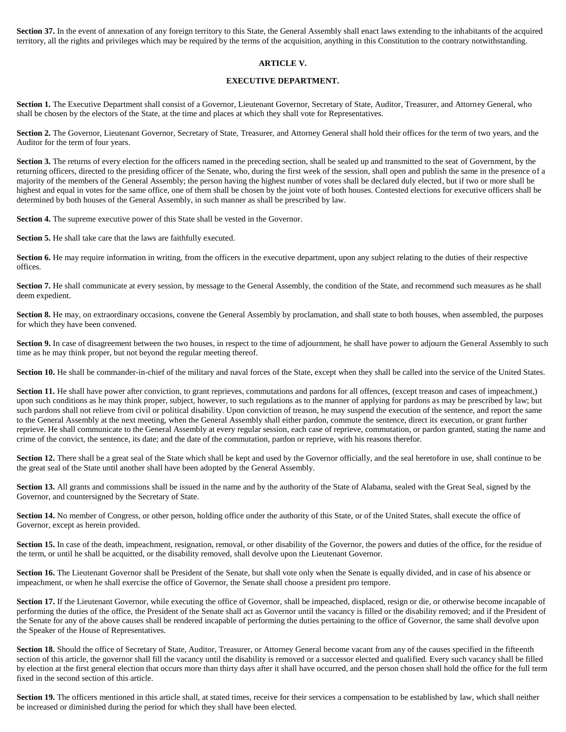**Section 37.** In the event of annexation of any foreign territory to this State, the General Assembly shall enact laws extending to the inhabitants of the acquired territory, all the rights and privileges which may be required by the terms of the acquisition, anything in this Constitution to the contrary notwithstanding.

## ARTICLE V.

## EXECUTIVE DEPARTMENT.

**Section 1.** The Executive Department shall consist of a Governor, Lieutenant Governor, Secretary of State, Auditor, Treasurer, and Attorney General, who shall be chosen by the electors of the State, at the time and places at which they shall vote for Representatives.

**Section 2.** The Governor, Lieutenant Governor, Secretary of State, Treasurer, and Attorney General shall hold their offices for the term of two years, and the Auditor for the term of four years.

**Section 3.** The returns of every election for the officers named in the preceding section, shall be sealed up and transmitted to the seat of Government, by the returning officers, directed to the presiding officer of the Senate, who, during the first week of the session, shall open and publish the same in the presence of a majority of the members of the General Assembly; the person having the highest number of votes shall be declared duly elected, but if two or more shall be highest and equal in votes for the same office, one of them shall be chosen by the joint vote of both houses. Contested elections for executive officers shall be determined by both houses of the General Assembly, in such manner as shall be prescribed by law.

**Section 4.** The supreme executive power of this State shall be vested in the Governor.

**Section 5.** He shall take care that the laws are faithfully executed.

**Section 6.** He may require information in writing, from the officers in the executive department, upon any subject relating to the duties of their respective offices.

**Section 7.** He shall communicate at every session, by message to the General Assembly, the condition of the State, and recommend such measures as he shall deem expedient.

**Section 8.** He may, on extraordinary occasions, convene the General Assembly by proclamation, and shall state to both houses, when assembled, the purposes for which they have been convened.

**Section 9.** In case of disagreement between the two houses, in respect to the time of adjournment, he shall have power to adjourn the General Assembly to such time as he may think proper, but not beyond the regular meeting thereof.

**Section 10.** He shall be commander-in-chief of the military and naval forces of the State, except when they shall be called into the service of the United States.

**Section 11.** He shall have power after conviction, to grant reprieves, commutations and pardons for all offences, (except treason and cases of impeachment,) upon such conditions as he may think proper, subject, however, to such regulations as to the manner of applying for pardons as may be prescribed by law; but such pardons shall not relieve from civil or political disability. Upon conviction of treason, he may suspend the execution of the sentence, and report the same to the General Assembly at the next meeting, when the General Assembly shall either pardon, commute the sentence, direct its execution, or grant further reprieve. He shall communicate to the General Assembly at every regular session, each case of reprieve, commutation, or pardon granted, stating the name and crime of the convict, the sentence, its date; and the date of the commutation, pardon or reprieve, with his reasons therefor.

**Section 12.** There shall be a great seal of the State which shall be kept and used by the Governor officially, and the seal heretofore in use, shall continue to be the great seal of the State until another shall have been adopted by the General Assembly.

**Section 13.** All grants and commissions shall be issued in the name and by the authority of the State of Alabama, sealed with the Great Seal, signed by the Governor, and countersigned by the Secretary of State.

**Section 14.** No member of Congress, or other person, holding office under the authority of this State, or of the United States, shall execute the office of Governor, except as herein provided.

**Section 15.** In case of the death, impeachment, resignation, removal, or other disability of the Governor, the powers and duties of the office, for the residue of the term, or until he shall be acquitted, or the disability removed, shall devolve upon the Lieutenant Governor.

**Section 16.** The Lieutenant Governor shall be President of the Senate, but shall vote only when the Senate is equally divided, and in case of his absence or impeachment, or when he shall exercise the office of Governor, the Senate shall choose a president pro tempore.

**Section 17.** If the Lieutenant Governor, while executing the office of Governor, shall be impeached, displaced, resign or die, or otherwise become incapable of performing the duties of the office, the President of the Senate shall act as Governor until the vacancy is filled or the disability removed; and if the President of the Senate for any of the above causes shall be rendered incapable of performing the duties pertaining to the office of Governor, the same shall devolve upon the Speaker of the House of Representatives.

**Section 18.** Should the office of Secretary of State, Auditor, Treasurer, or Attorney General become vacant from any of the causes specified in the fifteenth section of this article, the governor shall fill the vacancy until the disability is removed or a successor elected and qualified. Every such vacancy shall be filled by election at the first general election that occurs more than thirty days after it shall have occurred, and the person chosen shall hold the office for the full term fixed in the second section of this article.

**Section 19.** The officers mentioned in this article shall, at stated times, receive for their services a compensation to be established by law, which shall neither be increased or diminished during the period for which they shall have been elected.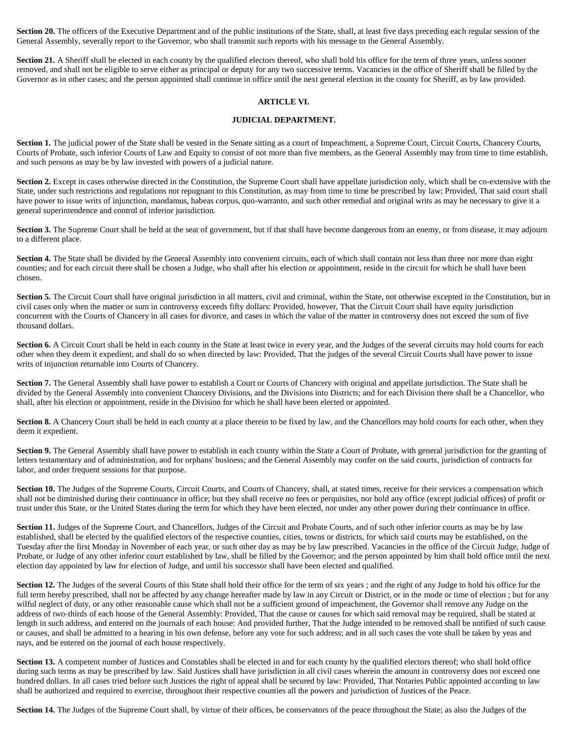**Section 20.** The officers of the Executive Department and of the public institutions of the State, shall, at least five days preceding each regular session of the General Assembly, severally report to the Governor, who shall transmit such reports with his message to the General Assembly.

**Section 21.** A Sheriff shall be elected in each county by the qualified electors thereof, who shall hold his office for the term of three years, unless sooner removed, and shall not be eligible to serve either as principal or deputy for any two successive terms. Vacancies in the office of Sheriff shall be filled by the Governor as in other cases; and the person appointed shall continue in office until the next general election in the county for Sheriff, as by law provided.

## ARTICLE VI.

## JUDICIAL DEPARTMENT.

**Section 1.** The judicial power of the State shall be vested in the Senate sitting as a court of Impeachment, a Supreme Court, Circuit Courts, Chancery Courts, Courts of Probate, such inferior Courts of Law and Equity to consist of not more than five members, as the General Assembly may from time to time establish, and such persons as may be by law invested with powers of a judicial nature.

**Section 2.** Except in cases otherwise directed in the Constitution, the Supreme Court shall have appellate jurisdiction only, which shall be co-extensive with the State, under such restrictions and regulations not repugnant to this Constitution, as may from time to time be prescribed by law; Provided, That said court shall have power to issue writs of injunction, mandamus, habeas corpus, quo-warranto, and such other remedial and original writs as may be necessary to give it a general superintendence and control of inferior jurisdiction.

**Section 3.** The Supreme Court shall be held at the seat of government, but if that shall have become dangerous from an enemy, or from disease, it may adjourn to a different place.

**Section 4.** The State shall be divided by the General Assembly into convenient circuits, each of which shall contain not less than three nor more than eight counties; and for each circuit there shall be chosen a Judge, who shall after his election or appointment, reside in the circuit for which he shall have been chosen.

**Section 5.** The Circuit Court shall have original jurisdiction in all matters, civil and criminal, within the State, not otherwise excepted in the Constitution, but in civil cases only when the matter or sum in controversy exceeds fifty dollars: Provided, however, That the Circuit Court shall have equity jurisdiction concurrent with the Courts of Chancery in all cases for divorce, and cases in which the value of the matter in controversy does not exceed the sum of five thousand dollars.

**Section 6.** A Circuit Court shall be held in each county in the State at least twice in every year, and the Judges of the several circuits may hold courts for each other when they deem it expedient, and shall do so when directed by law: Provided, That the judges of the several Circuit Courts shall have power to issue writs of injunction returnable into Courts of Chancery.

**Section 7.** The General Assembly shall have power to establish a Court or Courts of Chancery with original and appellate jurisdiction. The State shall be divided by the General Assembly into convenient Chancery Divisions, and the Divisions into Districts; and for each Division there shall be a Chancellor, who shall, after his election or appointment, reside in the Division for which he shall have been elected or appointed.

**Section 8.** A Chancery Court shall be held in each county at a place therein to be fixed by law, and the Chancellors may hold courts for each other, when they deem it expedient.

**Section 9.** The General Assembly shall have power to establish in each county within the State a Court of Probate, with general jurisdiction for the granting of letters testamentary and of administration, and for orphans' business; and the General Assembly may confer on the said courts, jurisdiction of contracts for labor, and order frequent sessions for that purpose.

**Section 10.** The Judges of the Supreme Courts, Circuit Courts, and Courts of Chancery, shall, at stated times, receive for their services a compensation which shall not be diminished during their continuance in office; but they shall receive no fees or perquisites, nor hold any office (except judicial offices) of profit or trust under this State, or the United States during the term for which they have been elected, nor under any other power during their continuance in office.

**Section 11.** Judges of the Supreme Court, and Chancellors, Judges of the Circuit and Probate Courts, and of such other inferior courts as may be by law established, shall be elected by the qualified electors of the respective counties, cities, towns or districts, for which said courts may be established, on the Tuesday after the first Monday in November of each year, or such other day as may be by law prescribed. Vacancies in the office of the Circuit Judge, Judge of Probate, or Judge of any other inferior court established by law, shall be filled by the Governor; and the person appointed by him shall hold office until the next election day appointed by law for election of Judge, and until his successor shall have been elected and qualified.

**Section 12.** The Judges of the several Courts of this State shall hold their office for the term of six years ; and the right of any Judge to hold his office for the full term hereby prescribed, shall not be affected by any change hereafter made by law in any Circuit or District, or in the mode or time of election ; but for any wilful neglect of duty, or any other reasonable cause which shall not be a sufficient ground of impeachment, the Governor shall remove any Judge on the address of two-thirds of each house of the General Assembly: Provided, That the cause or causes for which said removal may be required, shall be stated at length in such address, and entered on the journals of each house: And provided further, That the Judge intended to be removed shall be notified of such cause or causes, and shall be admitted to a hearing in his own defense, before any vote for such address; and in all such cases the vote shall be taken by yeas and nays, and be entered on the journal of each house respectively.

**Section 13.** A competent number of Justices and Constables shall be elected in and for each county by the qualified electors thereof; who shall hold office during such terms as may be prescribed by law. Said Justices shall have jurisdiction in all civil cases wherein the amount in controversy does not exceed one hundred dollars. In all cases tried before such Justices the right of appeal shall be secured by law: Provided, That Notaries Public appointed according to law shall be authorized and required to exercise, throughout their respective counties all the powers and jurisdiction of Justices of the Peace.

**Section 14.** The Judges of the Supreme Court shall, by virtue of their offices, be conservators of the peace throughout the State; as also the Judges of the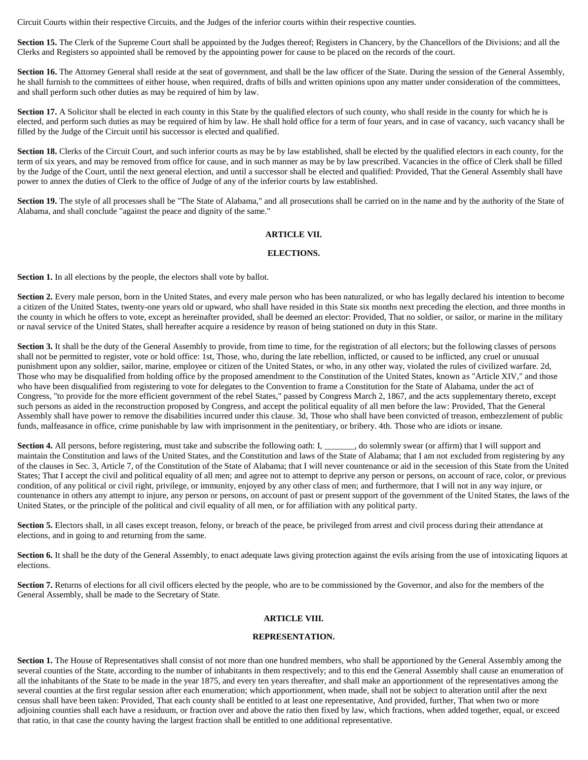Circuit Courts within their respective Circuits, and the Judges of the inferior courts within their respective counties.

**Section 15.** The Clerk of the Supreme Court shall be appointed by the Judges thereof; Registers in Chancery, by the Chancellors of the Divisions; and all the Clerks and Registers so appointed shall be removed by the appointing power for cause to be placed on the records of the court.

**Section 16.** The Attorney General shall reside at the seat of government, and shall be the law officer of the State. During the session of the General Assembly, he shall furnish to the committees of either house, when required, drafts of bills and written opinions upon any matter under consideration of the committees, and shall perform such other duties as may be required of him by law.

**Section 17.** A Solicitor shall be elected in each county in this State by the qualified electors of such county, who shall reside in the county for which he is elected, and perform such duties as may be required of him by law. He shall hold office for a term of four years, and in case of vacancy, such vacancy shall be filled by the Judge of the Circuit until his successor is elected and qualified.

**Section 18.** Clerks of the Circuit Court, and such inferior courts as may be by law established, shall be elected by the qualified electors in each county, for the term of six years, and may be removed from office for cause, and in such manner as may be by law prescribed. Vacancies in the office of Clerk shall be filled by the Judge of the Court, until the next general election, and until a successor shall be elected and qualified: Provided, That the General Assembly shall have power to annex the duties of Clerk to the office of Judge of any of the inferior courts by law established.

**Section 19.** The style of all processes shall be "The State of Alabama," and all prosecutions shall be carried on in the name and by the authority of the State of Alabama, and shall conclude "against the peace and dignity of the same."

## ARTICLE VII.

## ELECTIONS.

**Section 1.** In all elections by the people, the electors shall vote by ballot.

**Section 2.** Every male person, born in the United States, and every male person who has been naturalized, or who has legally declared his intention to become a citizen of the United States, twenty-one years old or upward, who shall have resided in this State six months next preceding the election, and three months in the county in which he offers to vote, except as hereinafter provided, shall be deemed an elector: Provided, That no soldier, or sailor, or marine in the military or naval service of the United States, shall hereafter acquire a residence by reason of being stationed on duty in this State.

**Section 3.** It shall be the duty of the General Assembly to provide, from time to time, for the registration of all electors; but the following classes of persons shall not be permitted to register, vote or hold office: 1st, Those, who, during the late rebellion, inflicted, or caused to be inflicted, any cruel or unusual punishment upon any soldier, sailor, marine, employee or citizen of the United States, or who, in any other way, violated the rules of civilized warfare. 2d, Those who may be disqualified from holding office by the proposed amendment to the Constitution of the United States, known as "Article XIV," and those who have been disqualified from registering to vote for delegates to the Convention to frame a Constitution for the State of Alabama, under the act of Congress, "to provide for the more efficient government of the rebel States," passed by Congress March 2, 1867, and the acts supplementary thereto, except such persons as aided in the reconstruction proposed by Congress, and accept the political equality of all men before the law: Provided, That the General Assembly shall have power to remove the disabilities incurred under this clause. 3d, Those who shall have been convicted of treason, embezzlement of public funds, malfeasance in office, crime punishable by law with imprisonment in the penitentiary, or bribery. 4th. Those who are idiots or insane.

**Section 4.** All persons, before registering, must take and subscribe the following oath: I, _______, do solemnly swear (or affirm) that I will support and maintain the Constitution and laws of the United States, and the Constitution and laws of the State of Alabama; that I am not excluded from registering by any of the clauses in Sec. 3, Article 7, of the Constitution of the State of Alabama; that I will never countenance or aid in the secession of this State from the United States; That I accept the civil and political equality of all men; and agree not to attempt to deprive any person or persons, on account of race, color, or previous condition, of any political or civil right, privilege, or immunity, enjoyed by any other class of men; and furthermore, that I will not in any way injure, or countenance in others any attempt to injure, any person or persons, on account of past or present support of the government of the United States, the laws of the United States, or the principle of the political and civil equality of all men, or for affiliation with any political party.

**Section 5.** Electors shall, in all cases except treason, felony, or breach of the peace, be privileged from arrest and civil process during their attendance at elections, and in going to and returning from the same.

**Section 6.** It shall be the duty of the General Assembly, to enact adequate laws giving protection against the evils arising from the use of intoxicating liquors at elections.

**Section 7.** Returns of elections for all civil officers elected by the people, who are to be commissioned by the Governor, and also for the members of the General Assembly, shall be made to the Secretary of State.

## ARTICLE VIII.

## REPRESENTATION.

**Section 1.** The House of Representatives shall consist of not more than one hundred members, who shall be apportioned by the General Assembly among the several counties of the State, according to the number of inhabitants in them respectively; and to this end the General Assembly shall cause an enumeration of all the inhabitants of the State to be made in the year 1875, and every ten years thereafter, and shall make an apportionment of the representatives among the several counties at the first regular session after each enumeration; which apportionment, when made, shall not be subject to alteration until after the next census shall have been taken: Provided, That each county shall be entitled to at least one representative, And provided, further, That when two or more adjoining counties shall each have a residuum, or fraction over and above the ratio then fixed by law, which fractions, when added together, equal, or exceed that ratio, in that case the county having the largest fraction shall be entitled to one additional representative.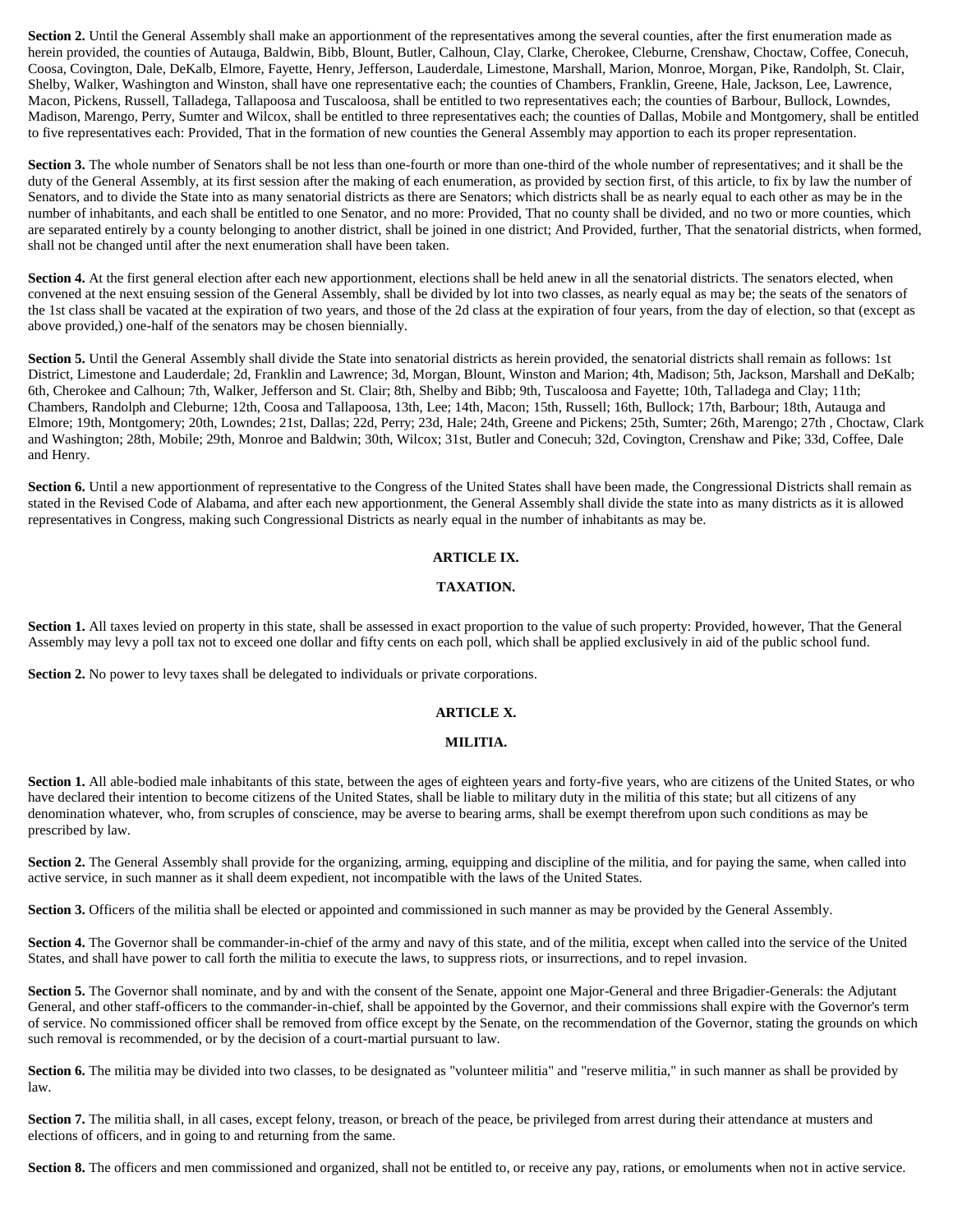**Section 2.** Until the General Assembly shall make an apportionment of the representatives among the several counties, after the first enumeration made as herein provided, the counties of Autauga, Baldwin, Bibb, Blount, Butler, Calhoun, Clay, Clarke, Cherokee, Cleburne, Crenshaw, Choctaw, Coffee, Conecuh, Coosa, Covington, Dale, DeKalb, Elmore, Fayette, Henry, Jefferson, Lauderdale, Limestone, Marshall, Marion, Monroe, Morgan, Pike, Randolph, St. Clair, Shelby, Walker, Washington and Winston, shall have one representative each; the counties of Chambers, Franklin, Greene, Hale, Jackson, Lee, Lawrence, Macon, Pickens, Russell, Talladega, Tallapoosa and Tuscaloosa, shall be entitled to two representatives each; the counties of Barbour, Bullock, Lowndes, Madison, Marengo, Perry, Sumter and Wilcox, shall be entitled to three representatives each; the counties of Dallas, Mobile and Montgomery, shall be entitled to five representatives each: Provided, That in the formation of new counties the General Assembly may apportion to each its proper representation.

**Section 3.** The whole number of Senators shall be not less than one-fourth or more than one-third of the whole number of representatives; and it shall be the duty of the General Assembly, at its first session after the making of each enumeration, as provided by section first, of this article, to fix by law the number of Senators, and to divide the State into as many senatorial districts as there are Senators; which districts shall be as nearly equal to each other as may be in the number of inhabitants, and each shall be entitled to one Senator, and no more: Provided, That no county shall be divided, and no two or more counties, which are separated entirely by a county belonging to another district, shall be joined in one district; And Provided, further, That the senatorial districts, when formed, shall not be changed until after the next enumeration shall have been taken.

**Section 4.** At the first general election after each new apportionment, elections shall be held anew in all the senatorial districts. The senators elected, when convened at the next ensuing session of the General Assembly, shall be divided by lot into two classes, as nearly equal as may be; the seats of the senators of the 1st class shall be vacated at the expiration of two years, and those of the 2d class at the expiration of four years, from the day of election, so that (except as above provided,) one-half of the senators may be chosen biennially.

**Section 5.** Until the General Assembly shall divide the State into senatorial districts as herein provided, the senatorial districts shall remain as follows: 1st District, Limestone and Lauderdale; 2d, Franklin and Lawrence; 3d, Morgan, Blount, Winston and Marion; 4th, Madison; 5th, Jackson, Marshall and DeKalb; 6th, Cherokee and Calhoun; 7th, Walker, Jefferson and St. Clair; 8th, Shelby and Bibb; 9th, Tuscaloosa and Fayette; 10th, Talladega and Clay; 11th; Chambers, Randolph and Cleburne; 12th, Coosa and Tallapoosa, 13th, Lee; 14th, Macon; 15th, Russell; 16th, Bullock; 17th, Barbour; 18th, Autauga and Elmore; 19th, Montgomery; 20th, Lowndes; 21st, Dallas; 22d, Perry; 23d, Hale; 24th, Greene and Pickens; 25th, Sumter; 26th, Marengo; 27th , Choctaw, Clark and Washington; 28th, Mobile; 29th, Monroe and Baldwin; 30th, Wilcox; 31st, Butler and Conecuh; 32d, Covington, Crenshaw and Pike; 33d, Coffee, Dale and Henry.

**Section 6.** Until a new apportionment of representative to the Congress of the United States shall have been made, the Congressional Districts shall remain as stated in the Revised Code of Alabama, and after each new apportionment, the General Assembly shall divide the state into as many districts as it is allowed representatives in Congress, making such Congressional Districts as nearly equal in the number of inhabitants as may be.

## ARTICLE IX.

## TAXATION.

**Section 1.** All taxes levied on property in this state, shall be assessed in exact proportion to the value of such property: Provided, however, That the General Assembly may levy a poll tax not to exceed one dollar and fifty cents on each poll, which shall be applied exclusively in aid of the public school fund.

**Section 2.** No power to levy taxes shall be delegated to individuals or private corporations.

## ARTICLE X.

## MILITIA.

**Section 1.** All able-bodied male inhabitants of this state, between the ages of eighteen years and forty-five years, who are citizens of the United States, or who have declared their intention to become citizens of the United States, shall be liable to military duty in the militia of this state; but all citizens of any denomination whatever, who, from scruples of conscience, may be averse to bearing arms, shall be exempt therefrom upon such conditions as may be prescribed by law.

**Section 2.** The General Assembly shall provide for the organizing, arming, equipping and discipline of the militia, and for paying the same, when called into active service, in such manner as it shall deem expedient, not incompatible with the laws of the United States.

**Section 3.** Officers of the militia shall be elected or appointed and commissioned in such manner as may be provided by the General Assembly.

**Section 4.** The Governor shall be commander-in-chief of the army and navy of this state, and of the militia, except when called into the service of the United States, and shall have power to call forth the militia to execute the laws, to suppress riots, or insurrections, and to repel invasion.

**Section 5.** The Governor shall nominate, and by and with the consent of the Senate, appoint one Major-General and three Brigadier-Generals: the Adjutant General, and other staff-officers to the commander-in-chief, shall be appointed by the Governor, and their commissions shall expire with the Governor's term of service. No commissioned officer shall be removed from office except by the Senate, on the recommendation of the Governor, stating the grounds on which such removal is recommended, or by the decision of a court-martial pursuant to law.

**Section 6.** The militia may be divided into two classes, to be designated as "volunteer militia" and "reserve militia," in such manner as shall be provided by law.

**Section 7.** The militia shall, in all cases, except felony, treason, or breach of the peace, be privileged from arrest during their attendance at musters and elections of officers, and in going to and returning from the same.

**Section 8.** The officers and men commissioned and organized, shall not be entitled to, or receive any pay, rations, or emoluments when not in active service.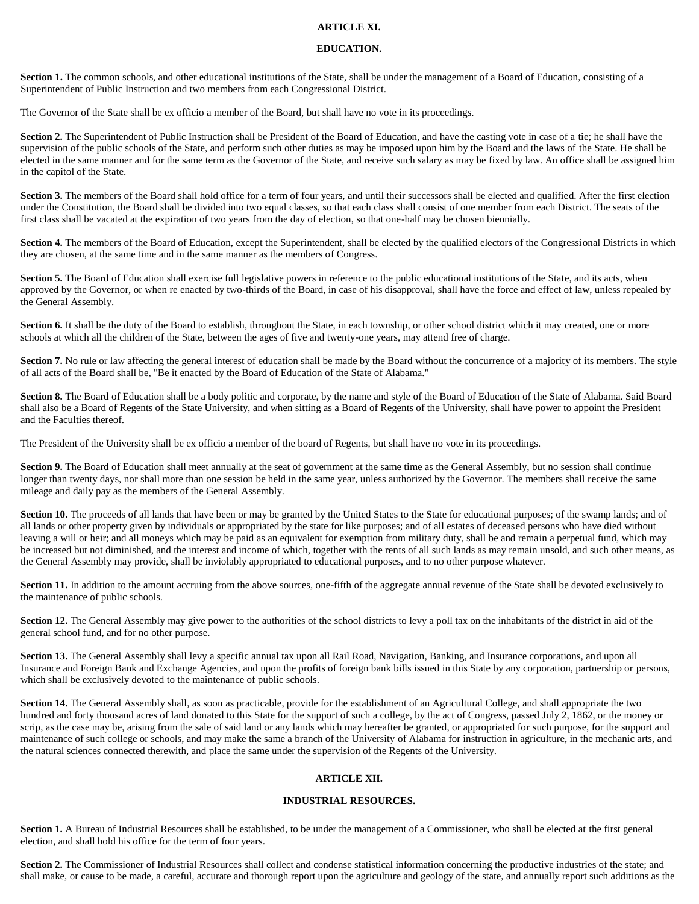## ARTICLE XI.

## EDUCATION.

**Section 1.** The common schools, and other educational institutions of the State, shall be under the management of a Board of Education, consisting of a Superintendent of Public Instruction and two members from each Congressional District.

The Governor of the State shall be ex officio a member of the Board, but shall have no vote in its proceedings.

**Section 2.** The Superintendent of Public Instruction shall be President of the Board of Education, and have the casting vote in case of a tie; he shall have the supervision of the public schools of the State, and perform such other duties as may be imposed upon him by the Board and the laws of the State. He shall be elected in the same manner and for the same term as the Governor of the State, and receive such salary as may be fixed by law. An office shall be assigned him in the capitol of the State.

**Section 3.** The members of the Board shall hold office for a term of four years, and until their successors shall be elected and qualified. After the first election under the Constitution, the Board shall be divided into two equal classes, so that each class shall consist of one member from each District. The seats of the first class shall be vacated at the expiration of two years from the day of election, so that one-half may be chosen biennially.

**Section 4.** The members of the Board of Education, except the Superintendent, shall be elected by the qualified electors of the Congressional Districts in which they are chosen, at the same time and in the same manner as the members of Congress.

**Section 5.** The Board of Education shall exercise full legislative powers in reference to the public educational institutions of the State, and its acts, when approved by the Governor, or when re enacted by two-thirds of the Board, in case of his disapproval, shall have the force and effect of law, unless repealed by the General Assembly.

**Section 6.** It shall be the duty of the Board to establish, throughout the State, in each township, or other school district which it may created, one or more schools at which all the children of the State, between the ages of five and twenty-one years, may attend free of charge.

**Section 7.** No rule or law affecting the general interest of education shall be made by the Board without the concurrence of a majority of its members. The style of all acts of the Board shall be, "Be it enacted by the Board of Education of the State of Alabama."

**Section 8.** The Board of Education shall be a body politic and corporate, by the name and style of the Board of Education of the State of Alabama. Said Board shall also be a Board of Regents of the State University, and when sitting as a Board of Regents of the University, shall have power to appoint the President and the Faculties thereof.

The President of the University shall be ex officio a member of the board of Regents, but shall have no vote in its proceedings.

**Section 9.** The Board of Education shall meet annually at the seat of government at the same time as the General Assembly, but no session shall continue longer than twenty days, nor shall more than one session be held in the same year, unless authorized by the Governor. The members shall receive the same mileage and daily pay as the members of the General Assembly.

**Section 10.** The proceeds of all lands that have been or may be granted by the United States to the State for educational purposes; of the swamp lands; and of all lands or other property given by individuals or appropriated by the state for like purposes; and of all estates of deceased persons who have died without leaving a will or heir; and all moneys which may be paid as an equivalent for exemption from military duty, shall be and remain a perpetual fund, which may be increased but not diminished, and the interest and income of which, together with the rents of all such lands as may remain unsold, and such other means, as the General Assembly may provide, shall be inviolably appropriated to educational purposes, and to no other purpose whatever.

**Section 11.** In addition to the amount accruing from the above sources, one-fifth of the aggregate annual revenue of the State shall be devoted exclusively to the maintenance of public schools.

**Section 12.** The General Assembly may give power to the authorities of the school districts to levy a poll tax on the inhabitants of the district in aid of the general school fund, and for no other purpose.

**Section 13.** The General Assembly shall levy a specific annual tax upon all Rail Road, Navigation, Banking, and Insurance corporations, and upon all Insurance and Foreign Bank and Exchange Agencies, and upon the profits of foreign bank bills issued in this State by any corporation, partnership or persons, which shall be exclusively devoted to the maintenance of public schools.

**Section 14.** The General Assembly shall, as soon as practicable, provide for the establishment of an Agricultural College, and shall appropriate the two hundred and forty thousand acres of land donated to this State for the support of such a college, by the act of Congress, passed July 2, 1862, or the money or scrip, as the case may be, arising from the sale of said land or any lands which may hereafter be granted, or appropriated for such purpose, for the support and maintenance of such college or schools, and may make the same a branch of the University of Alabama for instruction in agriculture, in the mechanic arts, and the natural sciences connected therewith, and place the same under the supervision of the Regents of the University.

## ARTICLE XII.

## INDUSTRIAL RESOURCES.

**Section 1.** A Bureau of Industrial Resources shall be established, to be under the management of a Commissioner, who shall be elected at the first general election, and shall hold his office for the term of four years.

**Section 2.** The Commissioner of Industrial Resources shall collect and condense statistical information concerning the productive industries of the state; and shall make, or cause to be made, a careful, accurate and thorough report upon the agriculture and geology of the state, and annually report such additions as the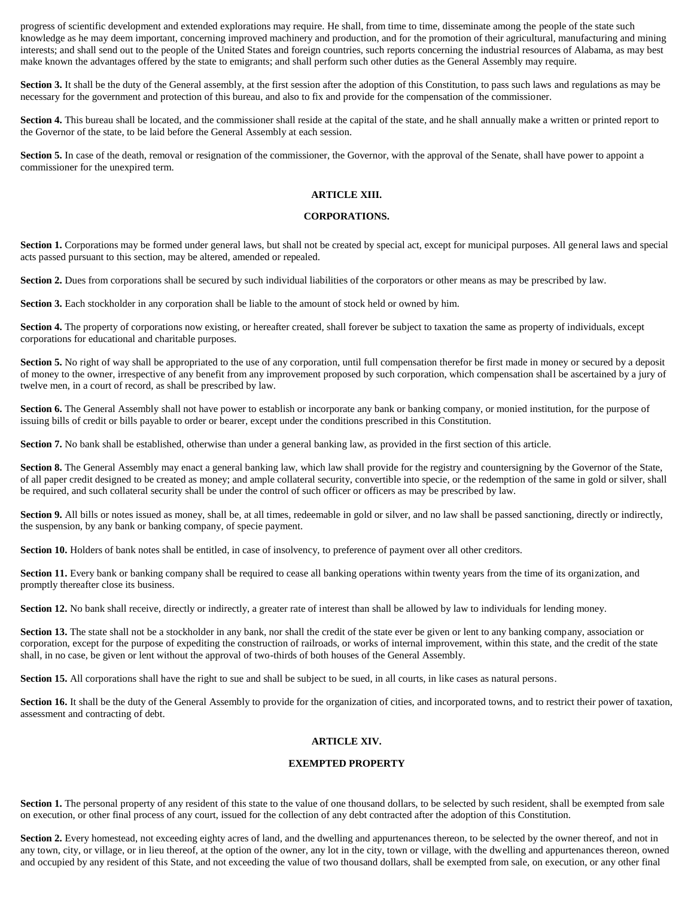progress of scientific development and extended explorations may require. He shall, from time to time, disseminate among the people of the state such knowledge as he may deem important, concerning improved machinery and production, and for the promotion of their agricultural, manufacturing and mining interests; and shall send out to the people of the United States and foreign countries, such reports concerning the industrial resources of Alabama, as may best make known the advantages offered by the state to emigrants; and shall perform such other duties as the General Assembly may require.

**Section 3.** It shall be the duty of the General assembly, at the first session after the adoption of this Constitution, to pass such laws and regulations as may be necessary for the government and protection of this bureau, and also to fix and provide for the compensation of the commissioner.

**Section 4.** This bureau shall be located, and the commissioner shall reside at the capital of the state, and he shall annually make a written or printed report to the Governor of the state, to be laid before the General Assembly at each session.

**Section 5.** In case of the death, removal or resignation of the commissioner, the Governor, with the approval of the Senate, shall have power to appoint a commissioner for the unexpired term.

## ARTICLE XIII.

## CORPORATIONS.

**Section 1.** Corporations may be formed under general laws, but shall not be created by special act, except for municipal purposes. All general laws and special acts passed pursuant to this section, may be altered, amended or repealed.

**Section 2.** Dues from corporations shall be secured by such individual liabilities of the corporators or other means as may be prescribed by law.

**Section 3.** Each stockholder in any corporation shall be liable to the amount of stock held or owned by him.

**Section 4.** The property of corporations now existing, or hereafter created, shall forever be subject to taxation the same as property of individuals, except corporations for educational and charitable purposes.

**Section 5.** No right of way shall be appropriated to the use of any corporation, until full compensation therefor be first made in money or secured by a deposit of money to the owner, irrespective of any benefit from any improvement proposed by such corporation, which compensation shall be ascertained by a jury of twelve men, in a court of record, as shall be prescribed by law.

**Section 6.** The General Assembly shall not have power to establish or incorporate any bank or banking company, or monied institution, for the purpose of issuing bills of credit or bills payable to order or bearer, except under the conditions prescribed in this Constitution.

**Section 7.** No bank shall be established, otherwise than under a general banking law, as provided in the first section of this article.

**Section 8.** The General Assembly may enact a general banking law, which law shall provide for the registry and countersigning by the Governor of the State, of all paper credit designed to be created as money; and ample collateral security, convertible into specie, or the redemption of the same in gold or silver, shall be required, and such collateral security shall be under the control of such officer or officers as may be prescribed by law.

**Section 9.** All bills or notes issued as money, shall be, at all times, redeemable in gold or silver, and no law shall be passed sanctioning, directly or indirectly, the suspension, by any bank or banking company, of specie payment.

**Section 10.** Holders of bank notes shall be entitled, in case of insolvency, to preference of payment over all other creditors.

**Section 11.** Every bank or banking company shall be required to cease all banking operations within twenty years from the time of its organization, and promptly thereafter close its business.

**Section 12.** No bank shall receive, directly or indirectly, a greater rate of interest than shall be allowed by law to individuals for lending money.

**Section 13.** The state shall not be a stockholder in any bank, nor shall the credit of the state ever be given or lent to any banking company, association or corporation, except for the purpose of expediting the construction of railroads, or works of internal improvement, within this state, and the credit of the state shall, in no case, be given or lent without the approval of two-thirds of both houses of the General Assembly.

**Section 15.** All corporations shall have the right to sue and shall be subject to be sued, in all courts, in like cases as natural persons.

**Section 16.** It shall be the duty of the General Assembly to provide for the organization of cities, and incorporated towns, and to restrict their power of taxation, assessment and contracting of debt.

## ARTICLE XIV.

## EXEMPTED PROPERTY

**Section 1.** The personal property of any resident of this state to the value of one thousand dollars, to be selected by such resident, shall be exempted from sale on execution, or other final process of any court, issued for the collection of any debt contracted after the adoption of this Constitution.

**Section 2.** Every homestead, not exceeding eighty acres of land, and the dwelling and appurtenances thereon, to be selected by the owner thereof, and not in any town, city, or village, or in lieu thereof, at the option of the owner, any lot in the city, town or village, with the dwelling and appurtenances thereon, owned and occupied by any resident of this State, and not exceeding the value of two thousand dollars, shall be exempted from sale, on execution, or any other final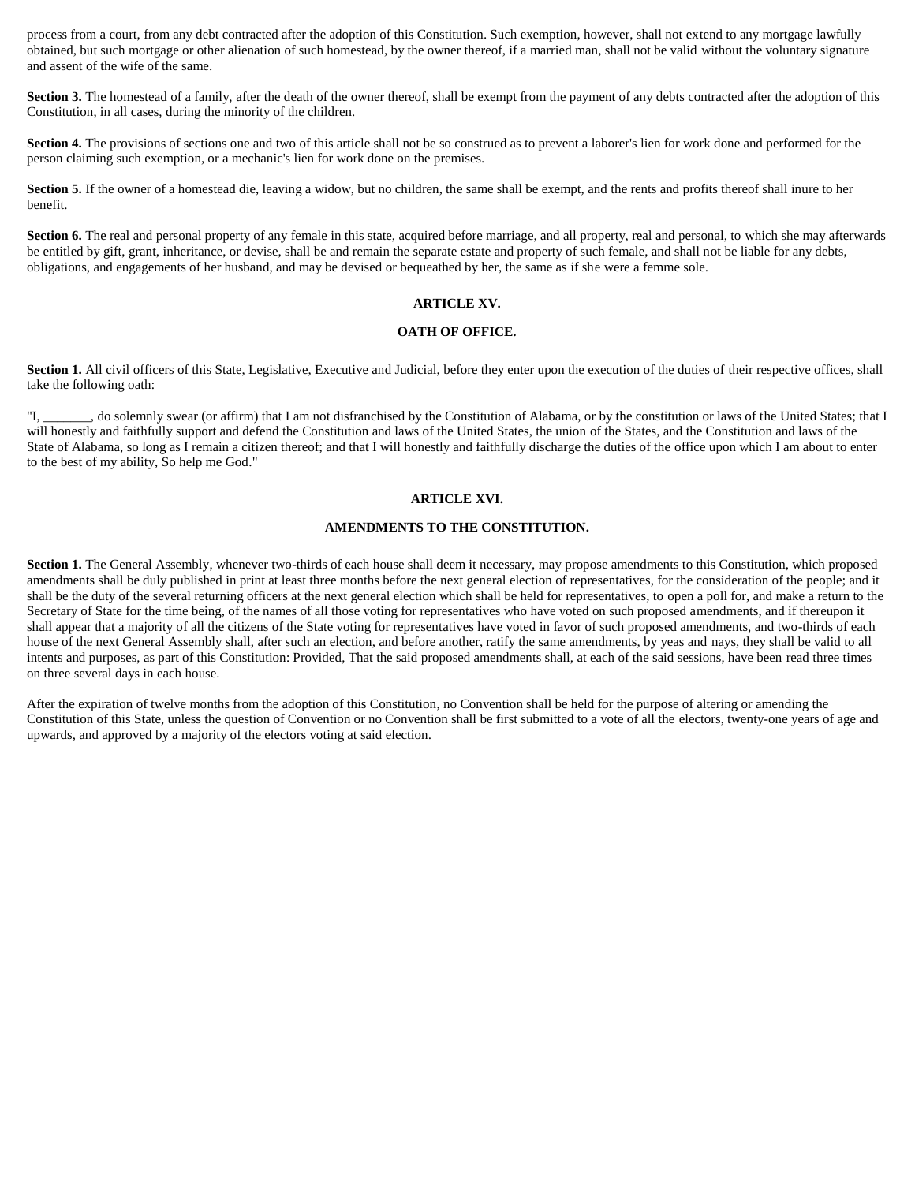process from a court, from any debt contracted after the adoption of this Constitution. Such exemption, however, shall not extend to any mortgage lawfully obtained, but such mortgage or other alienation of such homestead, by the owner thereof, if a married man, shall not be valid without the voluntary signature and assent of the wife of the same.

**Section 3.** The homestead of a family, after the death of the owner thereof, shall be exempt from the payment of any debts contracted after the adoption of this Constitution, in all cases, during the minority of the children.

**Section 4.** The provisions of sections one and two of this article shall not be so construed as to prevent a laborer's lien for work done and performed for the person claiming such exemption, or a mechanic's lien for work done on the premises.

**Section 5.** If the owner of a homestead die, leaving a widow, but no children, the same shall be exempt, and the rents and profits thereof shall inure to her benefit.

**Section 6.** The real and personal property of any female in this state, acquired before marriage, and all property, real and personal, to which she may afterwards be entitled by gift, grant, inheritance, or devise, shall be and remain the separate estate and property of such female, and shall not be liable for any debts, obligations, and engagements of her husband, and may be devised or bequeathed by her, the same as if she were a femme sole.

## ARTICLE XV.

## OATH OF OFFICE.

**Section 1.** All civil officers of this State, Legislative, Executive and Judicial, before they enter upon the execution of the duties of their respective offices, shall take the following oath:

"I, _______, do solemnly swear (or affirm) that I am not disfranchised by the Constitution of Alabama, or by the constitution or laws of the United States; that I will honestly and faithfully support and defend the Constitution and laws of the United States, the union of the States, and the Constitution and laws of the State of Alabama, so long as I remain a citizen thereof; and that I will honestly and faithfully discharge the duties of the office upon which I am about to enter to the best of my ability, So help me God."

## ARTICLE XVI.

## AMENDMENTS TO THE CONSTITUTION.

**Section 1.** The General Assembly, whenever two-thirds of each house shall deem it necessary, may propose amendments to this Constitution, which proposed amendments shall be duly published in print at least three months before the next general election of representatives, for the consideration of the people; and it shall be the duty of the several returning officers at the next general election which shall be held for representatives, to open a poll for, and make a return to the Secretary of State for the time being, of the names of all those voting for representatives who have voted on such proposed amendments, and if thereupon it shall appear that a majority of all the citizens of the State voting for representatives have voted in favor of such proposed amendments, and two-thirds of each house of the next General Assembly shall, after such an election, and before another, ratify the same amendments, by yeas and nays, they shall be valid to all intents and purposes, as part of this Constitution: Provided, That the said proposed amendments shall, at each of the said sessions, have been read three times on three several days in each house.

After the expiration of twelve months from the adoption of this Constitution, no Convention shall be held for the purpose of altering or amending the Constitution of this State, unless the question of Convention or no Convention shall be first submitted to a vote of all the electors, twenty-one years of age and upwards, and approved by a majority of the electors voting at said election.